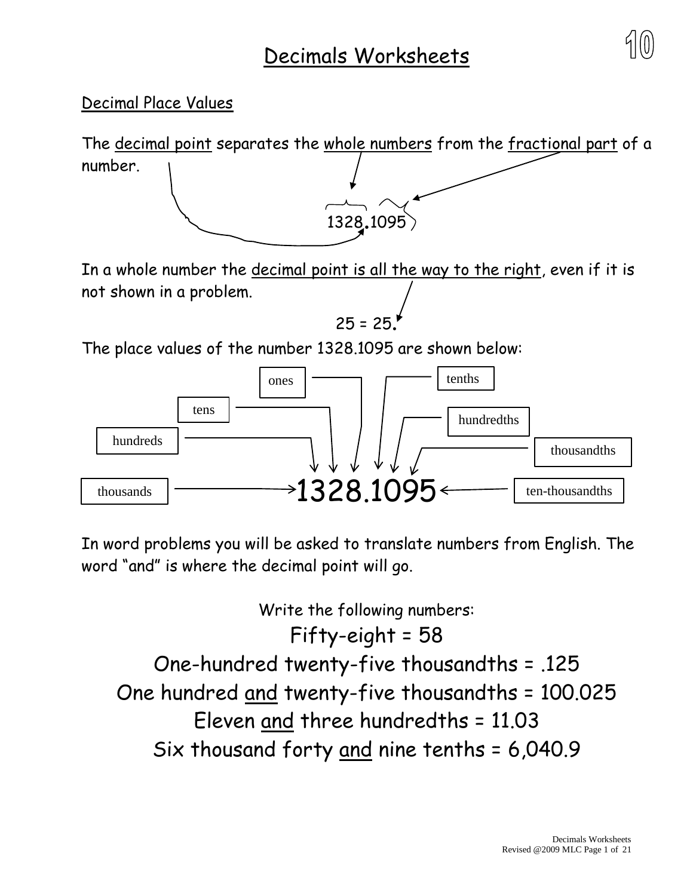# Decimals Worksheets

## Decimal Place Values

The decimal point separates the whole numbers from the fractional part of a number.

1328.1095

In a whole number the decimal point is all the way to the right, even if it is not shown in a problem.

25 = 25.

The place values of the number 1328.1095 are shown below:

| thousands | hundreds | tens | ones | . | tenths | hundredths | thousandths | ten-thousandths |
|---|---|---|---|---|---|---|---|---|
| 1 | 3 | 2 | 8 | . | 1 | 0 | 9 | 5 |

In word problems you will be asked to translate numbers from English. The word "and" is where the decimal point will go.

Write the following numbers:

Fifty-eight = 58

One-hundred twenty-five thousandths = .125

One hundred and twenty-five thousandths = 100.025

Eleven and three hundredths = 11.03

Six thousand forty and nine tenths = 6,040.9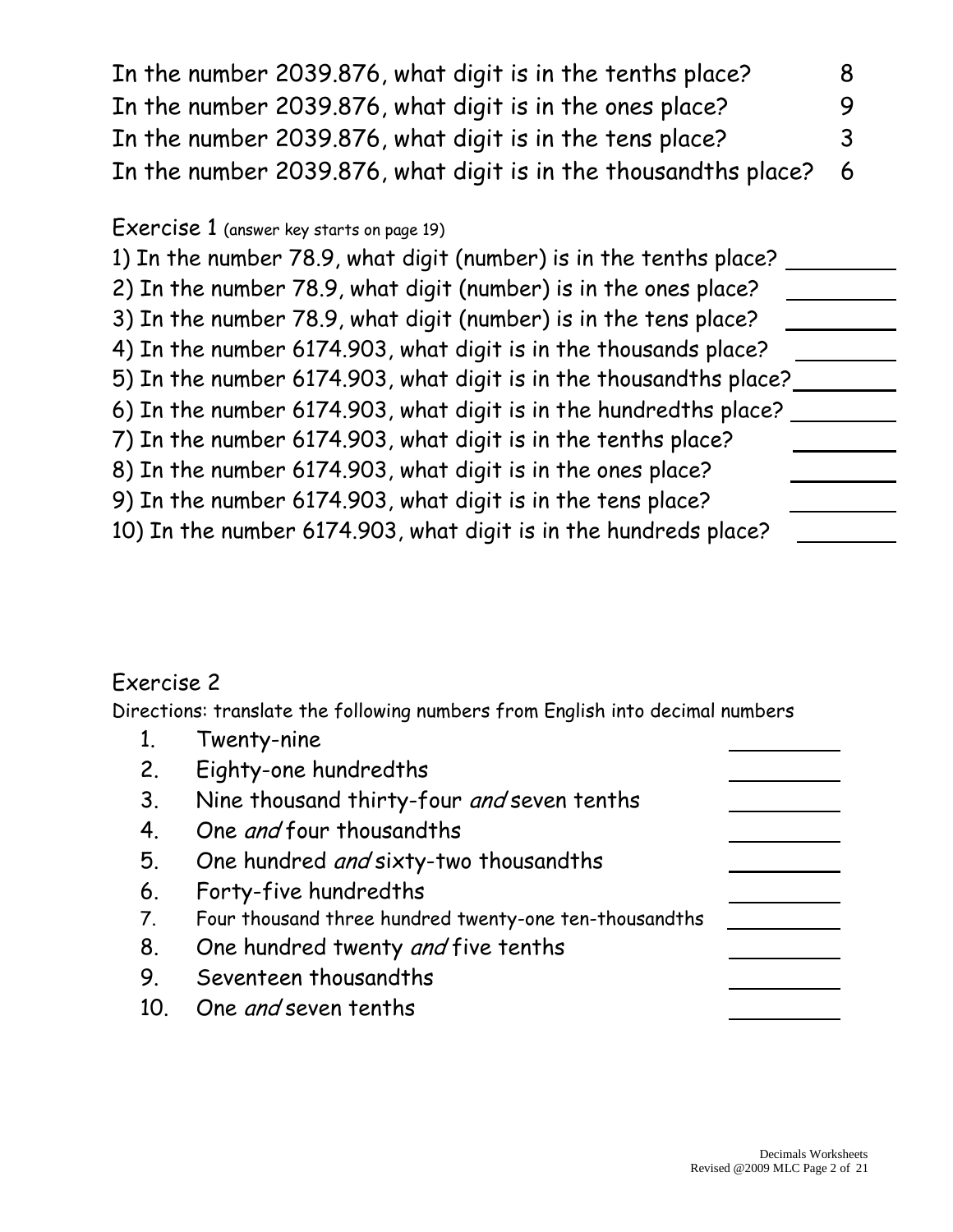In the number 2039.876, what digit is in the tenths place? 8

In the number 2039.876, what digit is in the ones place? 9

In the number 2039.876, what digit is in the tens place? 3

In the number 2039.876, what digit is in the thousandths place? 6

Exercise 1 (answer key starts on page 19)

1) In the number 78.9, what digit (number) is in the tenths place? ________
2) In the number 78.9, what digit (number) is in the ones place? ________
3) In the number 78.9, what digit (number) is in the tens place? ________
4) In the number 6174.903, what digit is in the thousands place? ________
5) In the number 6174.903, what digit is in the thousandths place? ________
6) In the number 6174.903, what digit is in the hundredths place? ________
7) In the number 6174.903, what digit is in the tenths place? ________
8) In the number 6174.903, what digit is in the ones place? ________
9) In the number 6174.903, what digit is in the tens place? ________
10) In the number 6174.903, what digit is in the hundreds place? ________

Exercise 2

Directions: translate the following numbers from English into decimal numbers

1. Twenty-nine ________
2. Eighty-one hundredths ________
3. Nine thousand thirty-four *and* seven tenths ________
4. One *and* four thousandths ________
5. One hundred *and* sixty-two thousandths ________
6. Forty-five hundredths ________
7. Four thousand three hundred twenty-one ten-thousandths ________
8. One hundred twenty *and* five tenths ________
9. Seventeen thousandths ________
10. One *and* seven tenths ________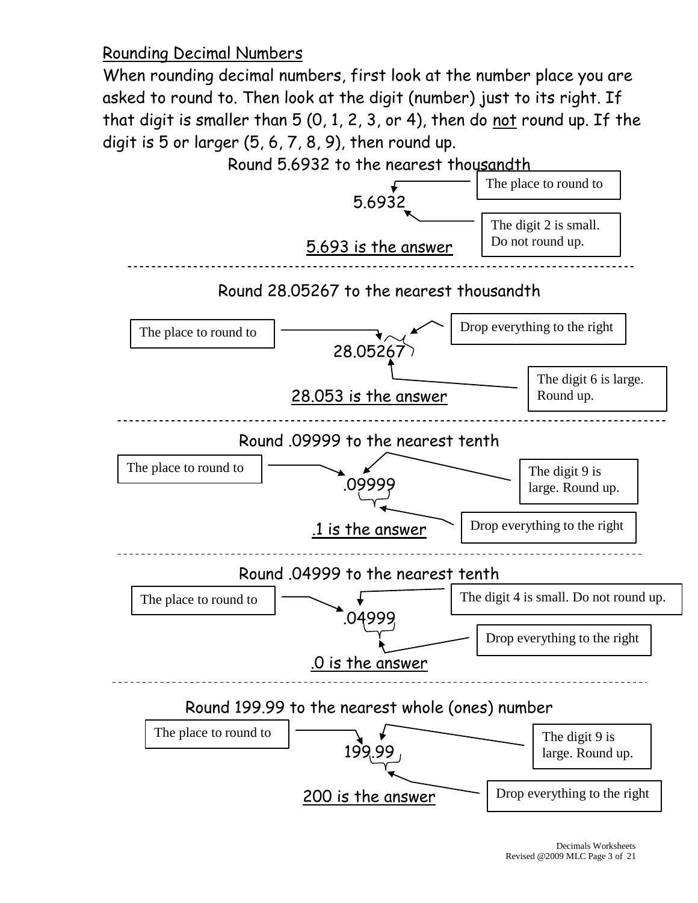## Rounding Decimal Numbers

When rounding decimal numbers, first look at the number place you are asked to round to. Then look at the digit (number) just to its right. If that digit is smaller than 5 (0, 1, 2, 3, or 4), then do not round up. If the digit is 5 or larger (5, 6, 7, 8, 9), then round up.

Round 5.6932 to the nearest thousandth

5.6932

The place to round to

The digit 2 is small. Do not round up.

5.693 is the answer

---

Round 28.05267 to the nearest thousandth

The place to round to

Drop everything to the right

28.05267

The digit 6 is large. Round up.

28.053 is the answer

---

Round .09999 to the nearest tenth

The place to round to

The digit 9 is large. Round up.

.09999

Drop everything to the right

.1 is the answer

---

Round .04999 to the nearest tenth

The place to round to

The digit 4 is small. Do not round up.

.04999

Drop everything to the right

.0 is the answer

---

Round 199.99 to the nearest whole (ones) number

The place to round to

The digit 9 is large. Round up.

199.99

Drop everything to the right

200 is the answer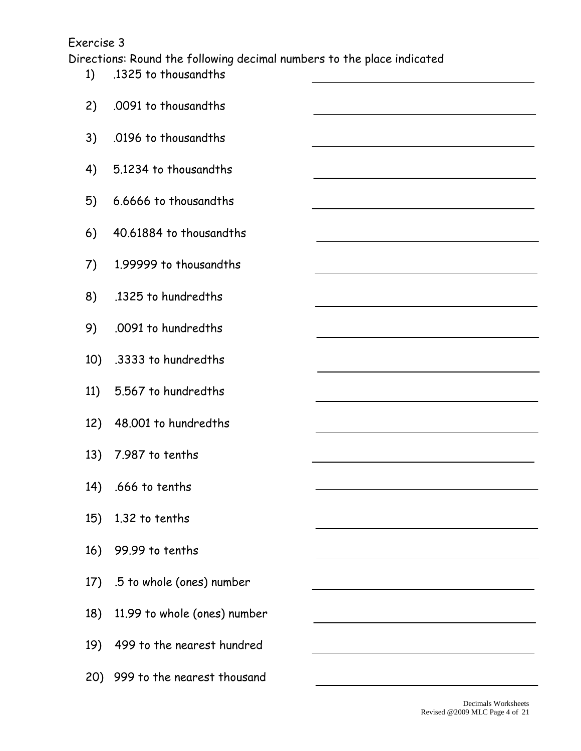Exercise 3

Directions: Round the following decimal numbers to the place indicated

1) .1325 to thousandths ____________________
2) .0091 to thousandths ____________________
3) .0196 to thousandths ____________________
4) 5.1234 to thousandths ____________________
5) 6.6666 to thousandths ____________________
6) 40.61884 to thousandths ____________________
7) 1.99999 to thousandths ____________________
8) .1325 to hundredths ____________________
9) .0091 to hundredths ____________________
10) .3333 to hundredths ____________________
11) 5.567 to hundredths ____________________
12) 48.001 to hundredths ____________________
13) 7.987 to tenths ____________________
14) .666 to tenths ____________________
15) 1.32 to tenths ____________________
16) 99.99 to tenths ____________________
17) .5 to whole (ones) number ____________________
18) 11.99 to whole (ones) number ____________________
19) 499 to the nearest hundred ____________________
20) 999 to the nearest thousand ____________________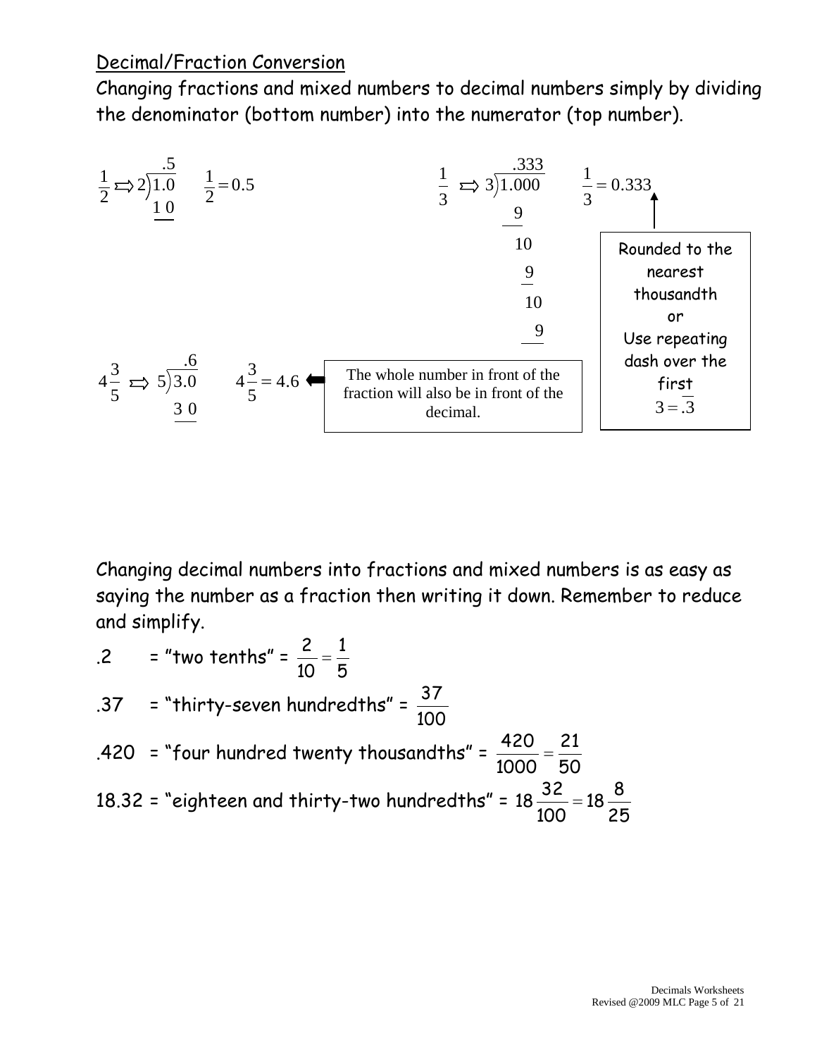## Decimal/Fraction Conversion

Changing fractions and mixed numbers to decimal numbers simply by dividing the denominator (bottom number) into the numerator (top number).

$$\frac{1}{2} \Rightarrow 2\overline{)1.0} = .5 \qquad \text{(work: } 1\,0\text{)} \qquad \frac{1}{2} = 0.5$$

$$\frac{1}{3} \Rightarrow 3\overline{)1.000} = .333 \qquad \text{(work: } 9,\ 10,\ 9,\ 10,\ 9\text{)} \qquad \frac{1}{3} = 0.333$$

Rounded to the nearest thousandth or Use repeating dash over the first $3 = .\overline{3}$

$$4\frac{3}{5} \Rightarrow 5\overline{)3.0} = .6 \qquad \text{(work: } 3\,0\text{)} \qquad 4\frac{3}{5} = 4.6$$

The whole number in front of the fraction will also be in front of the decimal.

Changing decimal numbers into fractions and mixed numbers is as easy as saying the number as a fraction then writing it down. Remember to reduce and simplify.

.2 = "two tenths" = $\frac{2}{10} = \frac{1}{5}$

.37 = "thirty-seven hundredths" = $\frac{37}{100}$

.420 = "four hundred twenty thousandths" = $\frac{420}{1000} = \frac{21}{50}$

18.32 = "eighteen and thirty-two hundredths" = $18\frac{32}{100} = 18\frac{8}{25}$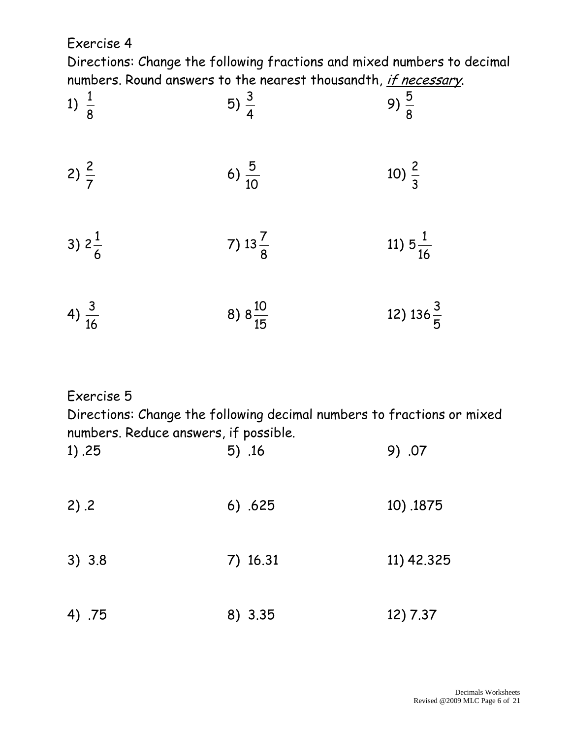Exercise 4

Directions: Change the following fractions and mixed numbers to decimal numbers. Round answers to the nearest thousandth, *if necessary*.

1) $\frac{1}{8}$

5) $\frac{3}{4}$

9) $\frac{5}{8}$

2) $\frac{2}{7}$

6) $\frac{5}{10}$

10) $\frac{2}{3}$

3) $2\frac{1}{6}$

7) $13\frac{7}{8}$

11) $5\frac{1}{16}$

4) $\frac{3}{16}$

8) $8\frac{10}{15}$

12) $136\frac{3}{5}$

Exercise 5

Directions: Change the following decimal numbers to fractions or mixed numbers. Reduce answers, if possible.

1) .25

5) .16

9) .07

2) .2

6) .625

10) .1875

3) 3.8

7) 16.31

11) 42.325

4) .75

8) 3.35

12) 7.37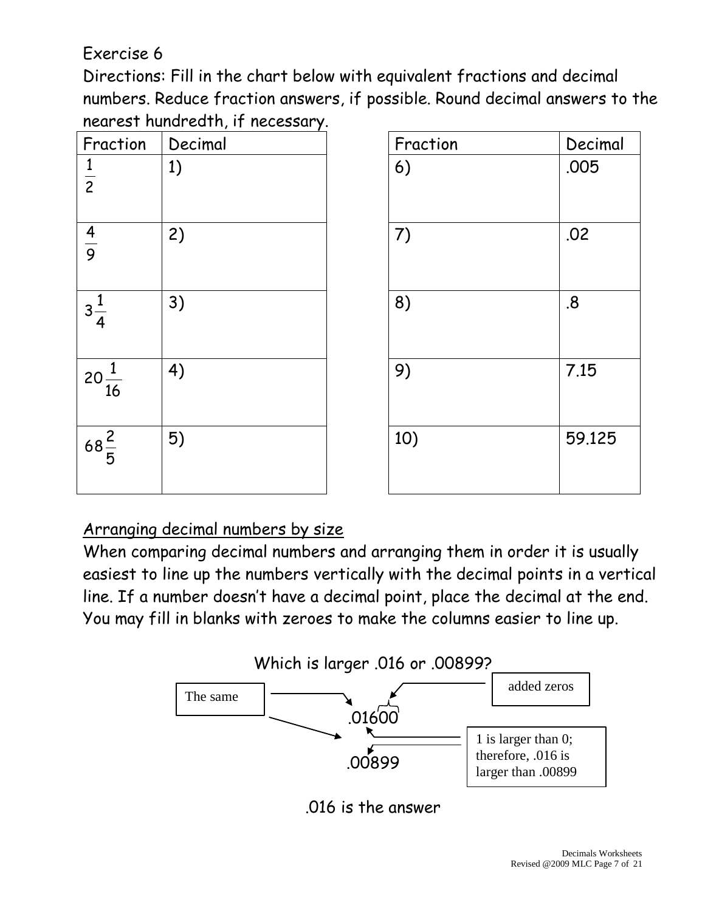Exercise 6

Directions: Fill in the chart below with equivalent fractions and decimal numbers. Reduce fraction answers, if possible. Round decimal answers to the nearest hundredth, if necessary.

| Fraction | Decimal |
|---|---|
| $\frac{1}{2}$ | 1) |
| $\frac{4}{9}$ | 2) |
| $3\frac{1}{4}$ | 3) |
| $20\frac{1}{16}$ | 4) |
| $68\frac{2}{5}$ | 5) |

| Fraction | Decimal |
|---|---|
| 6) | .005 |
| 7) | .02 |
| 8) | .8 |
| 9) | 7.15 |
| 10) | 59.125 |

## Arranging decimal numbers by size

When comparing decimal numbers and arranging them in order it is usually easiest to line up the numbers vertically with the decimal points in a vertical line. If a number doesn't have a decimal point, place the decimal at the end. You may fill in blanks with zeroes to make the columns easier to line up.

Which is larger .016 or .00899?

```
The same  →   .01600   ← added zeros
              .00899   ← 1 is larger than 0; therefore, .016 is larger than .00899
```

.016 is the answer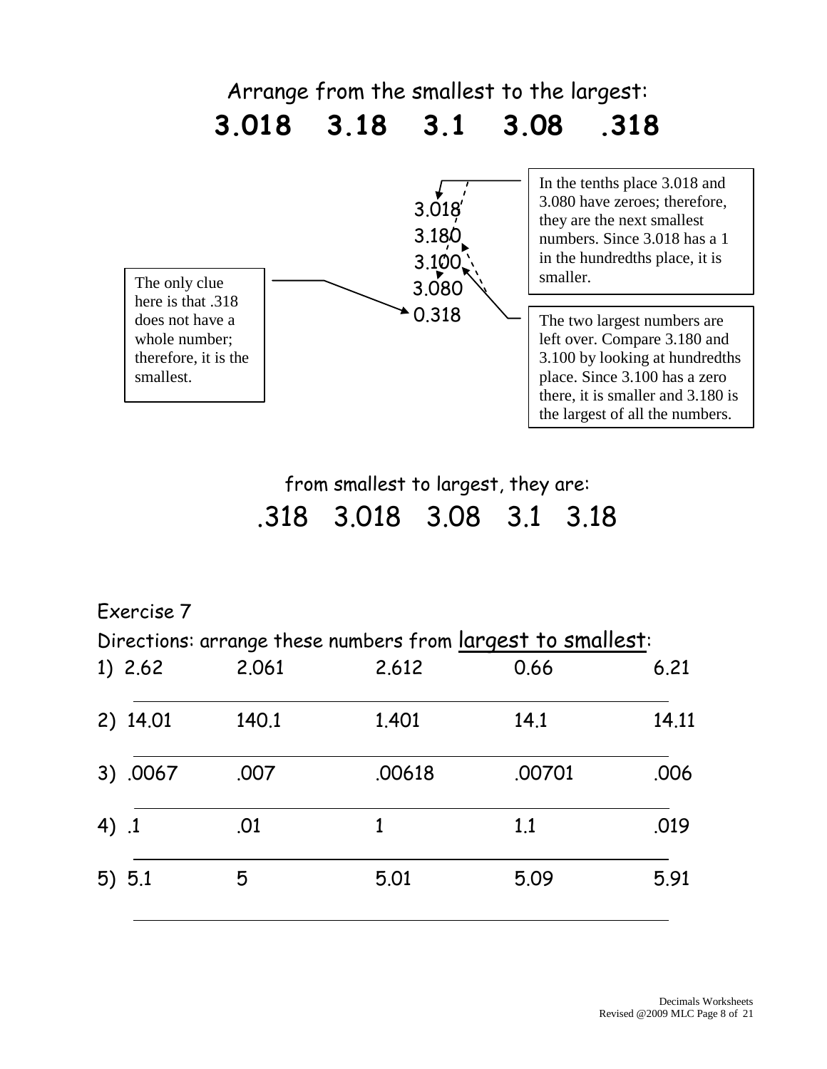Arrange from the smallest to the largest:

**3.018 3.18 3.1 3.08 .318**

3.018
3.180
3.100
3.080
0.318

The only clue here is that .318 does not have a whole number; therefore, it is the smallest.

In the tenths place 3.018 and 3.080 have zeroes; therefore, they are the next smallest numbers. Since 3.018 has a 1 in the hundredths place, it is smaller.

The two largest numbers are left over. Compare 3.180 and 3.100 by looking at hundredths place. Since 3.100 has a zero there, it is smaller and 3.180 is the largest of all the numbers.

from smallest to largest, they are:

.318 3.018 3.08 3.1 3.18

Exercise 7

Directions: arrange these numbers from <u>largest to smallest</u>:

| | | | | | |
|---|---|---|---|---|---|
| 1) | 2.62 | 2.061 | 2.612 | 0.66 | 6.21 |
| 2) | 14.01 | 140.1 | 1.401 | 14.1 | 14.11 |
| 3) | .0067 | .007 | .00618 | .00701 | .006 |
| 4) | .1 | .01 | 1 | 1.1 | .019 |
| 5) | 5.1 | 5 | 5.01 | 5.09 | 5.91 |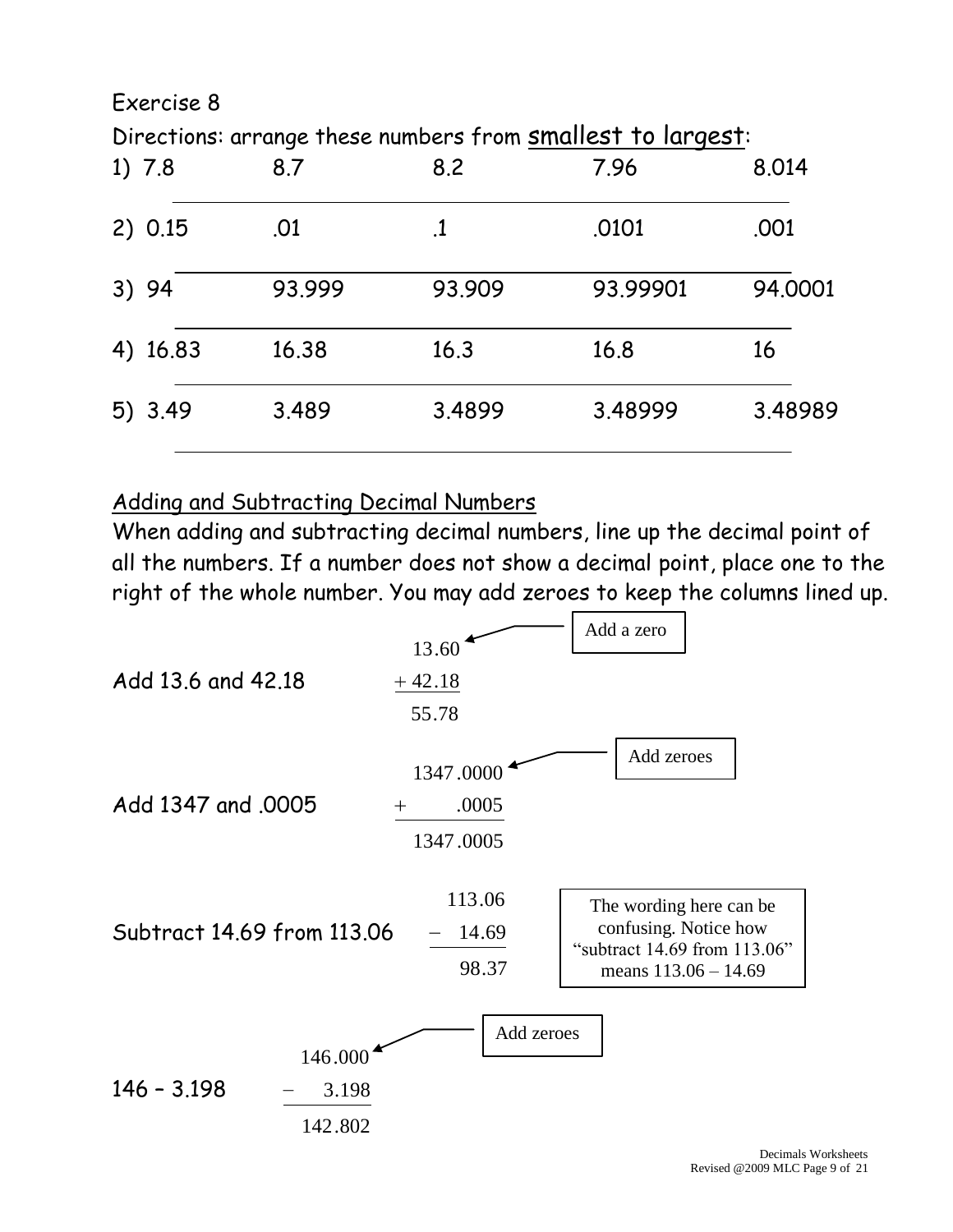Exercise 8

Directions: arrange these numbers from <u>smallest to largest</u>:

| | | | | |
|---|---|---|---|---|
| 1) 7.8 | 8.7 | 8.2 | 7.96 | 8.014 |
| 2) 0.15 | .01 | .1 | .0101 | .001 |
| 3) 94 | 93.999 | 93.909 | 93.99901 | 94.0001 |
| 4) 16.83 | 16.38 | 16.3 | 16.8 | 16 |
| 5) 3.49 | 3.489 | 3.4899 | 3.48999 | 3.48989 |

## Adding and Subtracting Decimal Numbers

When adding and subtracting decimal numbers, line up the decimal point of all the numbers. If a number does not show a decimal point, place one to the right of the whole number. You may add zeroes to keep the columns lined up.

Add 13.6 and 42.18

$$\begin{array}{r} 13.60 \\ +\ 42.18 \\ \hline 55.78 \end{array}$$

Add a zero

Add 1347 and .0005

$$\begin{array}{r} 1347.0000 \\ +\ \quad .0005 \\ \hline 1347.0005 \end{array}$$

Add zeroes

Subtract 14.69 from 113.06

$$\begin{array}{r} 113.06 \\ -\ 14.69 \\ \hline 98.37 \end{array}$$

The wording here can be confusing. Notice how "subtract 14.69 from 113.06" means 113.06 – 14.69

146 – 3.198

$$\begin{array}{r} 146.000 \\ -\quad 3.198 \\ \hline 142.802 \end{array}$$

Add zeroes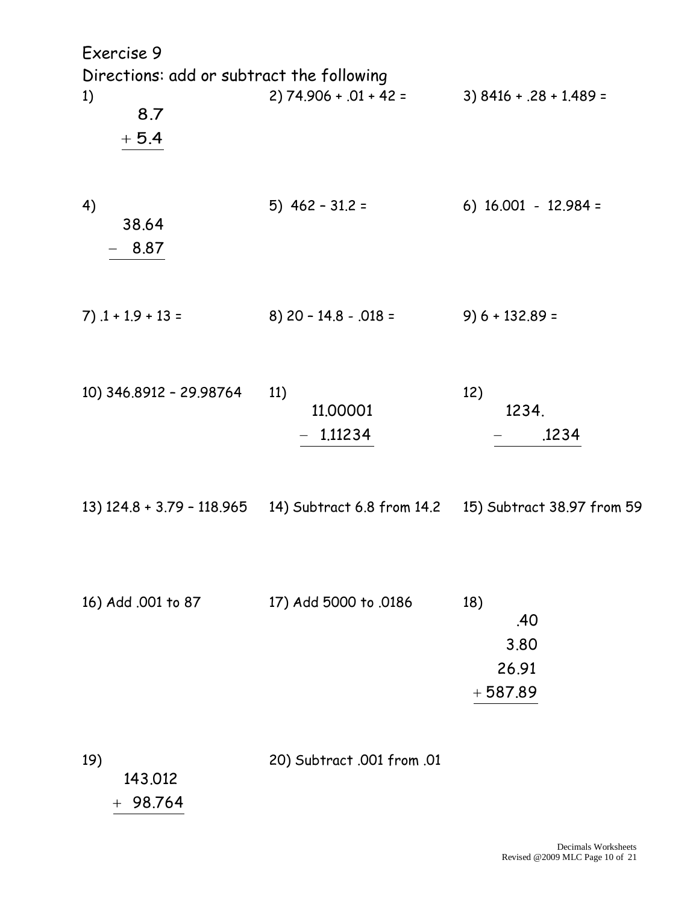# Exercise 9

Directions: add or subtract the following

1)
$$\begin{array}{r} 8.7 \\ +\ 5.4 \\ \hline \end{array}$$

2) 74.906 + .01 + 42 =

3) 8416 + .28 + 1.489 =

4)
$$\begin{array}{r} 38.64 \\ -\ \ 8.87 \\ \hline \end{array}$$

5) 462 – 31.2 =

6) 16.001 - 12.984 =

7) .1 + 1.9 + 13 =

8) 20 – 14.8 - .018 =

9) 6 + 132.89 =

10) 346.8912 – 29.98764

11)
$$\begin{array}{r} 11.00001 \\ -\ \ 1.11234 \\ \hline \end{array}$$

12)
$$\begin{array}{r} 1234.\phantom{1234} \\ -\ \ \ \ \ \ \ .1234 \\ \hline \end{array}$$

13) 124.8 + 3.79 – 118.965

14) Subtract 6.8 from 14.2

15) Subtract 38.97 from 59

16) Add .001 to 87

17) Add 5000 to .0186

18)
$$\begin{array}{r} .40 \\ 3.80 \\ 26.91 \\ +\ 587.89 \\ \hline \end{array}$$

19)
$$\begin{array}{r} 143.012 \\ +\ \ 98.764 \\ \hline \end{array}$$

20) Subtract .001 from .01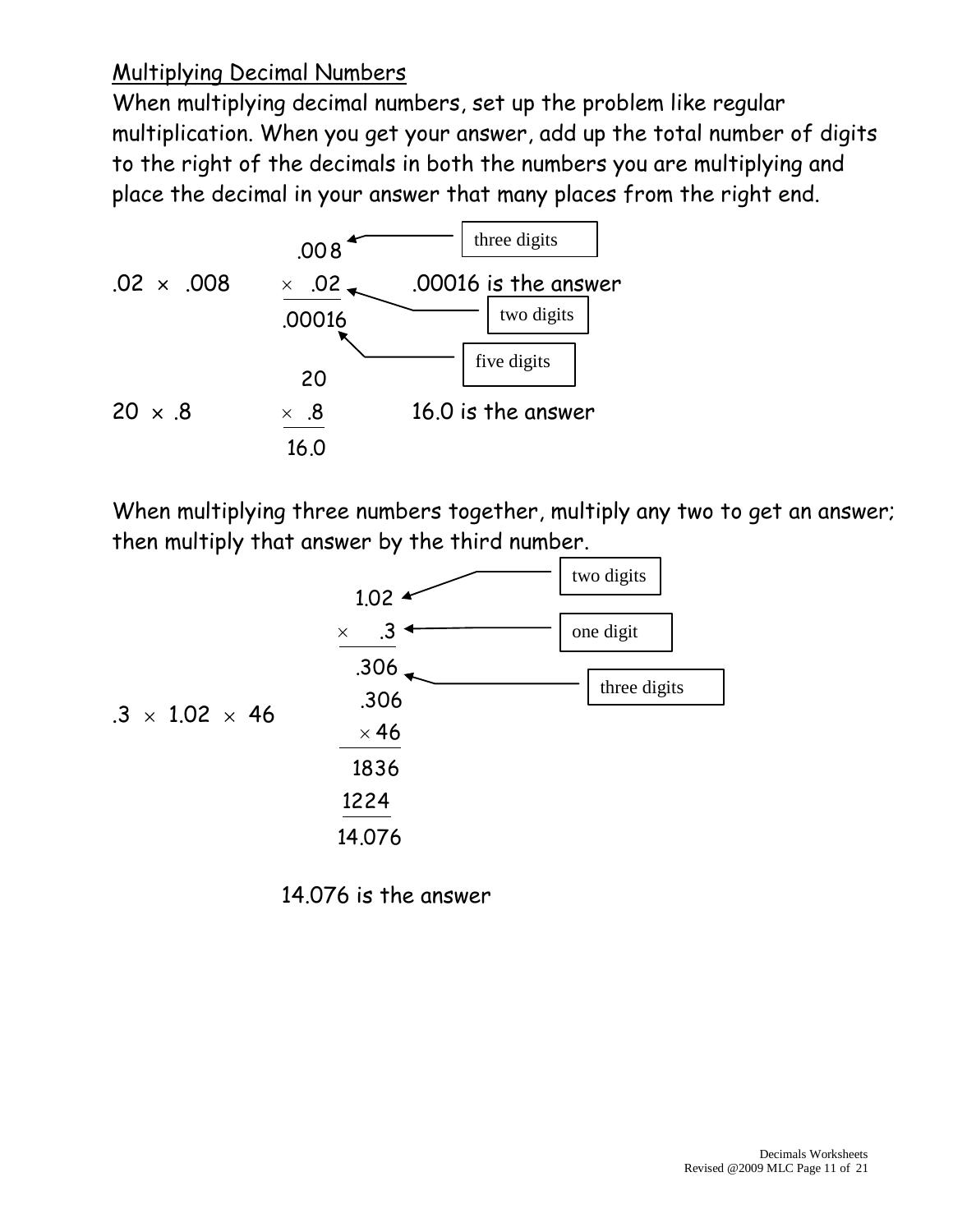## Multiplying Decimal Numbers

When multiplying decimal numbers, set up the problem like regular multiplication. When you get your answer, add up the total number of digits to the right of the decimals in both the numbers you are multiplying and place the decimal in your answer that many places from the right end.

$.02 \times .008$

$$\begin{array}{r} .008 \\ \times\ .02 \\ \hline .00016 \end{array}$$

- .008 ← three digits
- .02 ← two digits
- .00016 ← five digits

.00016 is the answer

$20 \times .8$

$$\begin{array}{r} 20 \\ \times\ .8 \\ \hline 16.0 \end{array}$$

16.0 is the answer

When multiplying three numbers together, multiply any two to get an answer; then multiply that answer by the third number.

$.3 \times 1.02 \times 46$

$$\begin{array}{r} 1.02 \\ \times\ .3 \\ \hline .306 \end{array}$$

- 1.02 ← two digits
- .3 ← one digit
- .306 ← three digits

$$\begin{array}{r} .306 \\ \times 46 \\ \hline 1836 \\ 1224\phantom{0} \\ \hline 14.076 \end{array}$$

14.076 is the answer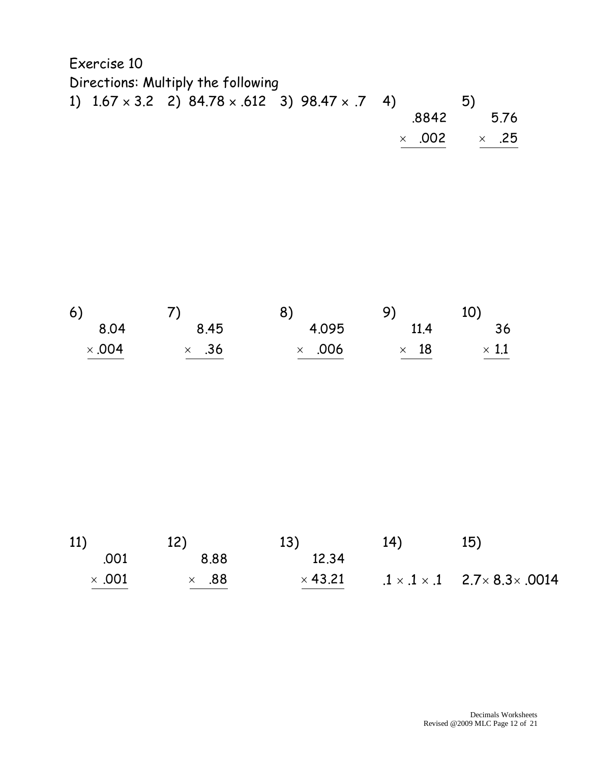Exercise 10

Directions: Multiply the following

1) $1.67 \times 3.2$

2) $84.78 \times .612$

3) $98.47 \times .7$

4) $.8842 \times .002$

5) $5.76 \times .25$

6) $8.04 \times .004$

7) $8.45 \times .36$

8) $4.095 \times .006$

9) $11.4 \times 18$

10) $36 \times 1.1$

11) $.001 \times .001$

12) $8.88 \times .88$

13) $12.34 \times 43.21$

14) $.1 \times .1 \times .1$

15) $2.7 \times 8.3 \times .0014$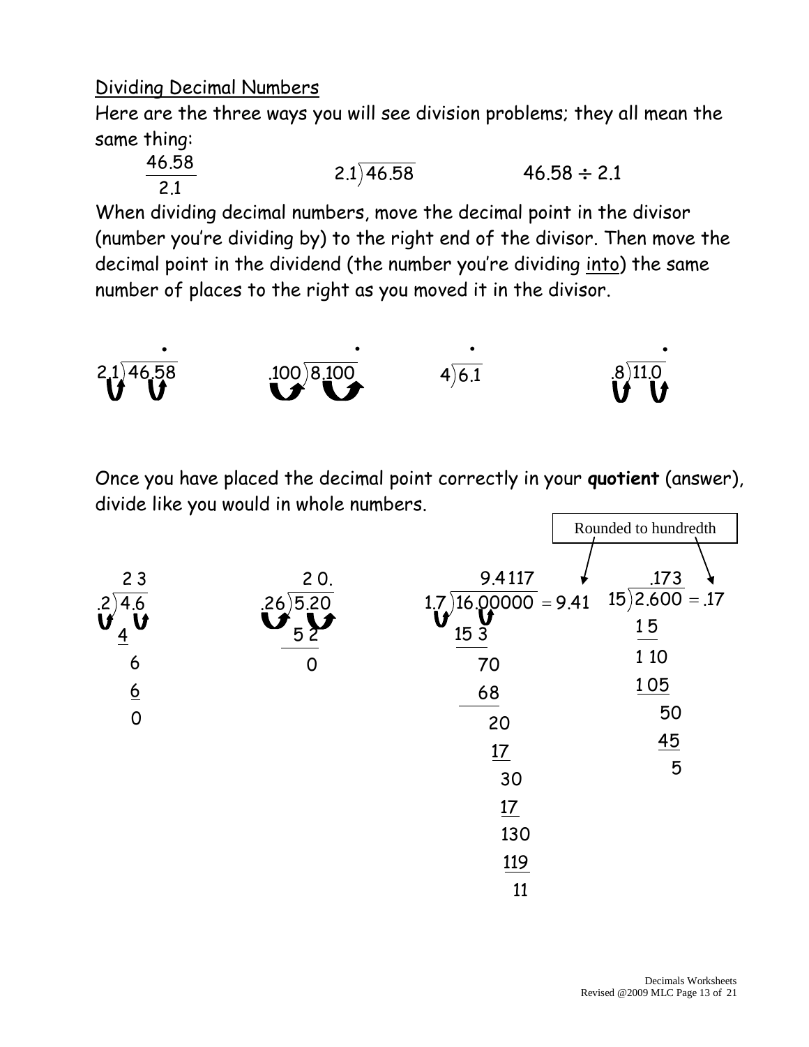Dividing Decimal Numbers

Here are the three ways you will see division problems; they all mean the same thing:

$\frac{46.58}{2.1}$ $\qquad 2.1\overline{)46.58}$ $\qquad 46.58 \div 2.1$

When dividing decimal numbers, move the decimal point in the divisor (number you're dividing by) to the right end of the divisor. Then move the decimal point in the dividend (the number you're dividing into) the same number of places to the right as you moved it in the divisor.

$2.1\overline{)46.58}$ $\qquad .100\overline{)8.100}$ $\qquad 4\overline{)6.1}$ $\qquad .8\overline{)11.0}$

Once you have placed the decimal point correctly in your **quotient** (answer), divide like you would in whole numbers.

```
   2 3              2 0.            9.4117                          .173
.2)4.6         .26)5.20       1.7)16.00000 = 9.41         15)2.600 = .17
   4                5 2           15 3                        1 5
     6                0              70                       1 10
     6                               68                       1 05
     0                                20                         50
                                      17                         45
                                       30                          5
                                       17
                                       130
                                       119
                                        11
```

Rounded to hundredth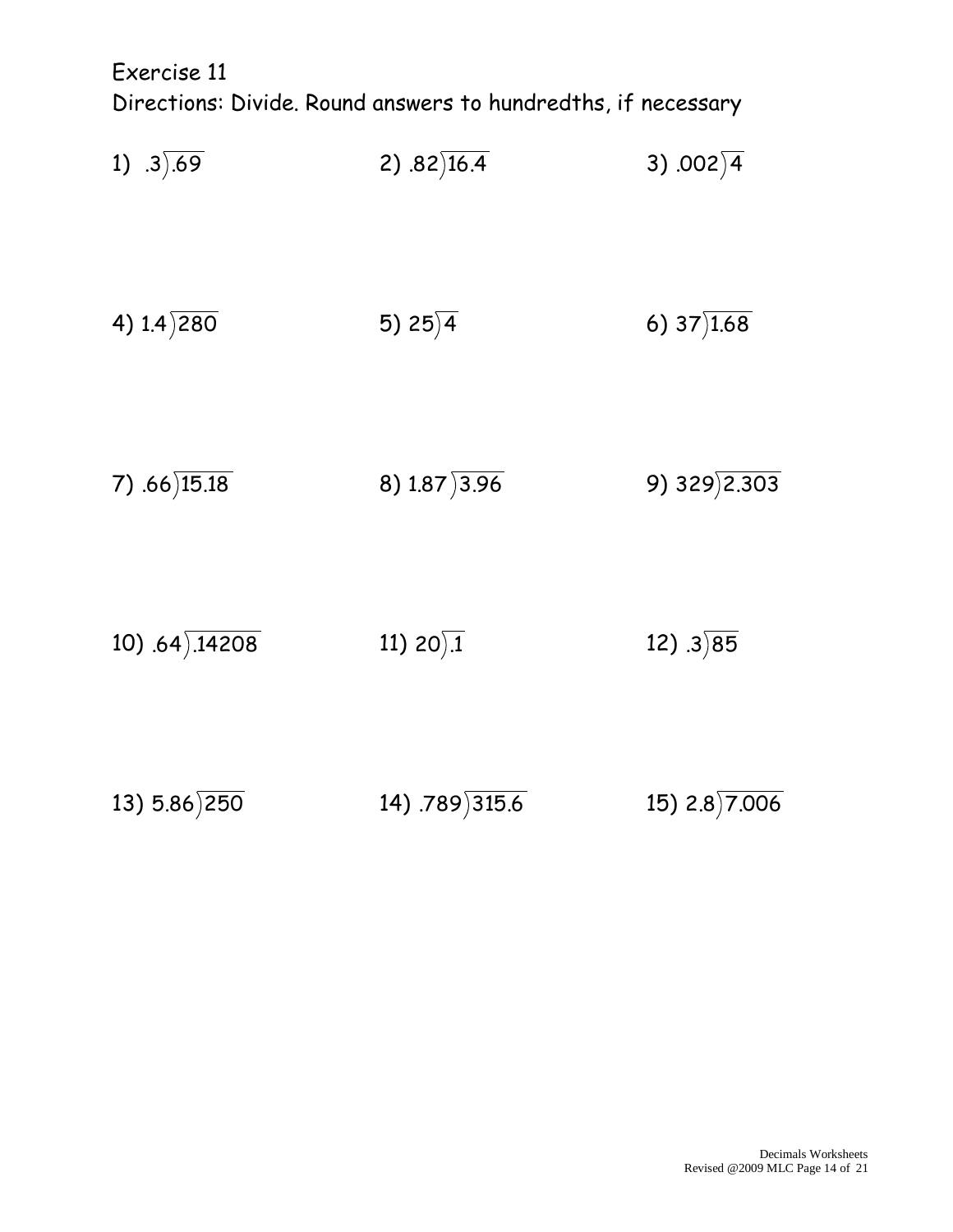Exercise 11

Directions: Divide. Round answers to hundredths, if necessary

1) $.3\overline{)\,.69}$

2) $.82\overline{)\,16.4}$

3) $.002\overline{)\,4}$

4) $1.4\overline{)\,280}$

5) $25\overline{)\,4}$

6) $37\overline{)\,1.68}$

7) $.66\overline{)\,15.18}$

8) $1.87\overline{)\,3.96}$

9) $329\overline{)\,2.303}$

10) $.64\overline{)\,.14208}$

11) $20\overline{)\,.1}$

12) $.3\overline{)\,85}$

13) $5.86\overline{)\,250}$

14) $.789\overline{)\,315.6}$

15) $2.8\overline{)\,7.006}$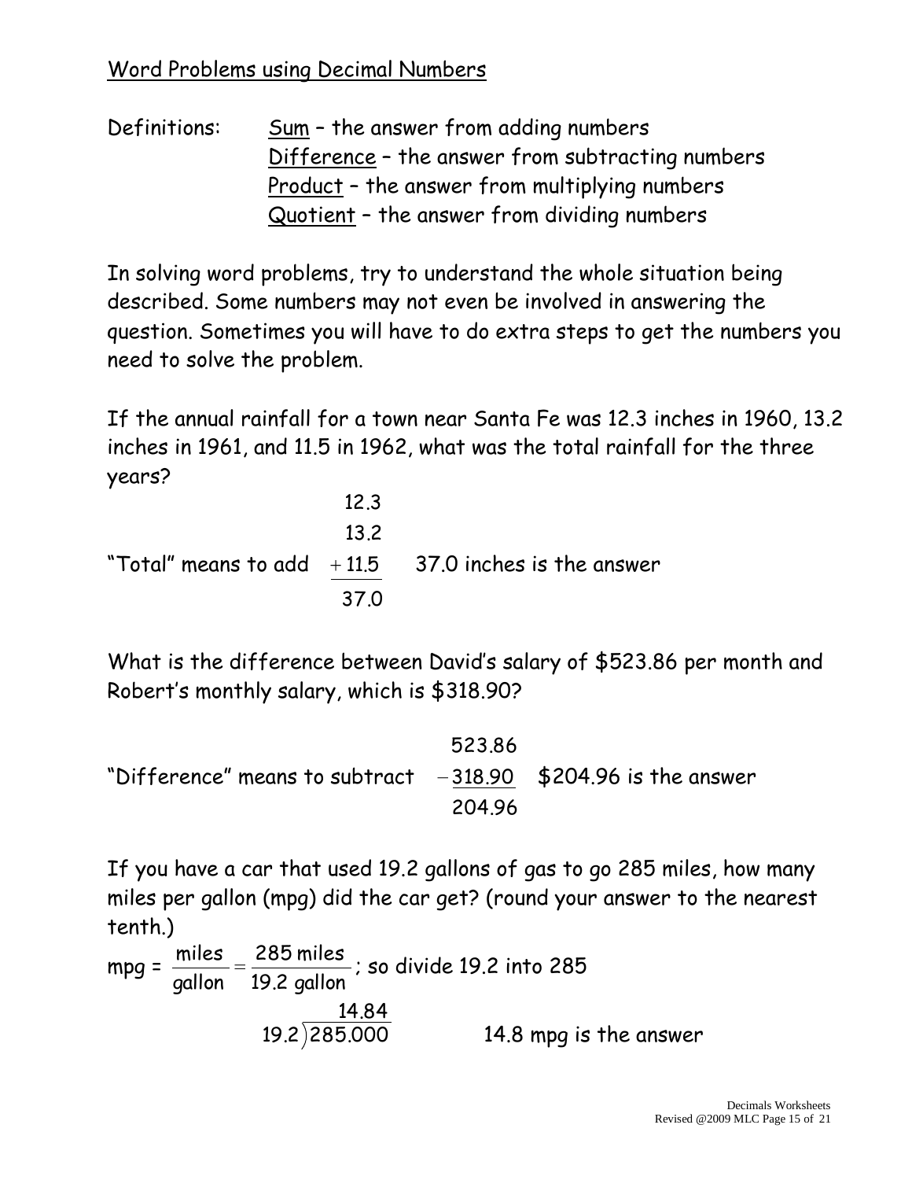## Word Problems using Decimal Numbers

Definitions:
- Sum – the answer from adding numbers
- Difference – the answer from subtracting numbers
- Product – the answer from multiplying numbers
- Quotient – the answer from dividing numbers

In solving word problems, try to understand the whole situation being described. Some numbers may not even be involved in answering the question. Sometimes you will have to do extra steps to get the numbers you need to solve the problem.

If the annual rainfall for a town near Santa Fe was 12.3 inches in 1960, 13.2 inches in 1961, and 11.5 in 1962, what was the total rainfall for the three years?

"Total" means to add

$$\begin{array}{r} 12.3 \\ 13.2 \\ +11.5 \\ \hline 37.0 \end{array}$$

37.0 inches is the answer

What is the difference between David's salary of $523.86 per month and Robert's monthly salary, which is $318.90?

"Difference" means to subtract

$$\begin{array}{r} 523.86 \\ -318.90 \\ \hline 204.96 \end{array}$$

$204.96 is the answer

If you have a car that used 19.2 gallons of gas to go 285 miles, how many miles per gallon (mpg) did the car get? (round your answer to the nearest tenth.)

mpg = $\frac{\text{miles}}{\text{gallon}} = \frac{285 \text{ miles}}{19.2 \text{ gallon}}$; so divide 19.2 into 285

$$19.2\overline{)285.000} = 14.84$$

14.8 mpg is the answer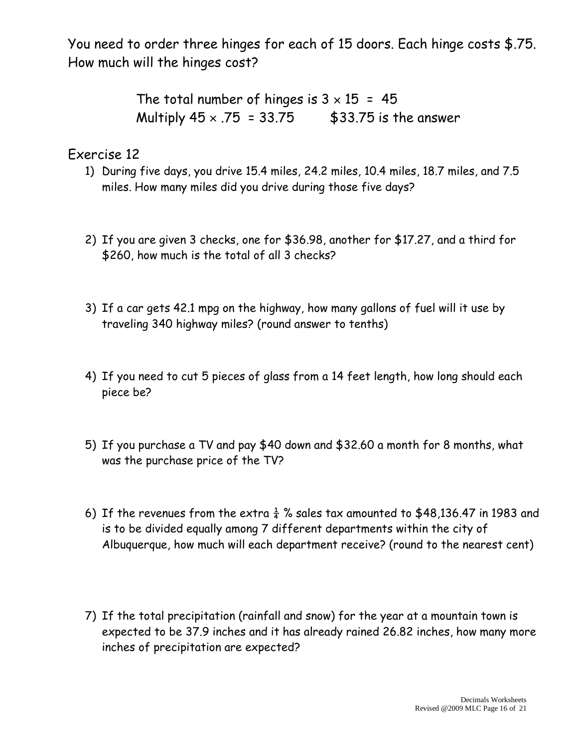You need to order three hinges for each of 15 doors. Each hinge costs $.75. How much will the hinges cost?

The total number of hinges is $3 \times 15 = 45$
Multiply $45 \times .75 = 33.75$ $33.75 is the answer

## Exercise 12

1) During five days, you drive 15.4 miles, 24.2 miles, 10.4 miles, 18.7 miles, and 7.5 miles. How many miles did you drive during those five days?

2) If you are given 3 checks, one for $36.98, another for $17.27, and a third for $260, how much is the total of all 3 checks?

3) If a car gets 42.1 mpg on the highway, how many gallons of fuel will it use by traveling 340 highway miles? (round answer to tenths)

4) If you need to cut 5 pieces of glass from a 14 feet length, how long should each piece be?

5) If you purchase a TV and pay $40 down and $32.60 a month for 8 months, what was the purchase price of the TV?

6) If the revenues from the extra $\frac{1}{4}$ % sales tax amounted to $48,136.47 in 1983 and is to be divided equally among 7 different departments within the city of Albuquerque, how much will each department receive? (round to the nearest cent)

7) If the total precipitation (rainfall and snow) for the year at a mountain town is expected to be 37.9 inches and it has already rained 26.82 inches, how many more inches of precipitation are expected?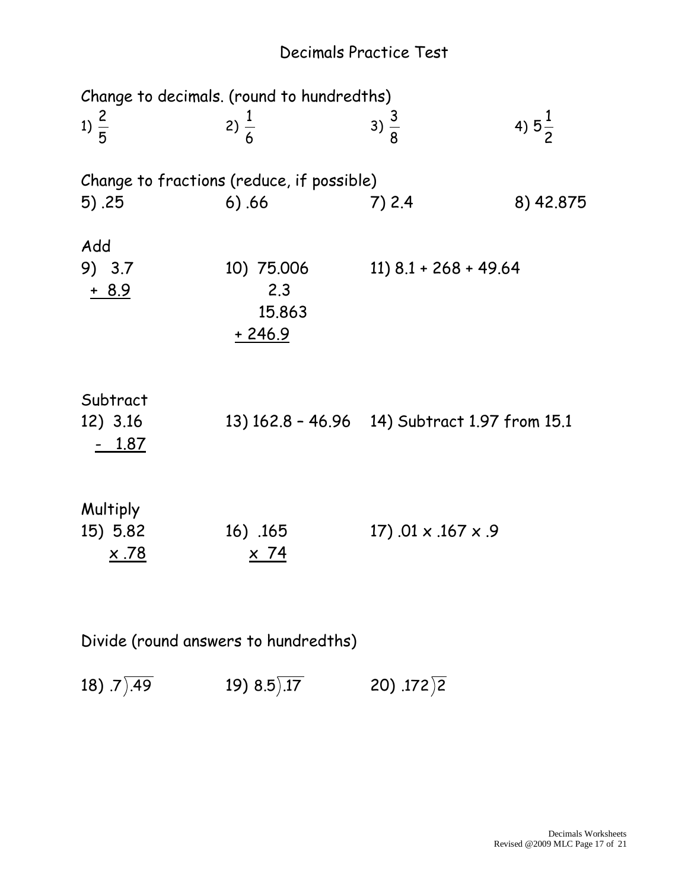# Decimals Practice Test

Change to decimals. (round to hundredths)

1) $\frac{2}{5}$ 2) $\frac{1}{6}$ 3) $\frac{3}{8}$ 4) $5\frac{1}{2}$

Change to fractions (reduce, if possible)

5) .25 6) .66 7) 2.4 8) 42.875

Add

9)
$$\begin{array}{r} 3.7 \\ +\ 8.9 \\ \hline \end{array}$$

10)
$$\begin{array}{r} 75.006 \\ 2.3 \\ 15.863 \\ +\ 246.9 \\ \hline \end{array}$$

11) 8.1 + 268 + 49.64

Subtract

12)
$$\begin{array}{r} 3.16 \\ -\ 1.87 \\ \hline \end{array}$$

13) 162.8 – 46.96

14) Subtract 1.97 from 15.1

Multiply

15)
$$\begin{array}{r} 5.82 \\ \times\ .78 \\ \hline \end{array}$$

16)
$$\begin{array}{r} .165 \\ \times\ 74 \\ \hline \end{array}$$

17) .01 x .167 x .9

Divide (round answers to hundredths)

18) $.7\overline{).49}$ 19) $8.5\overline{).17}$ 20) $.172\overline{)2}$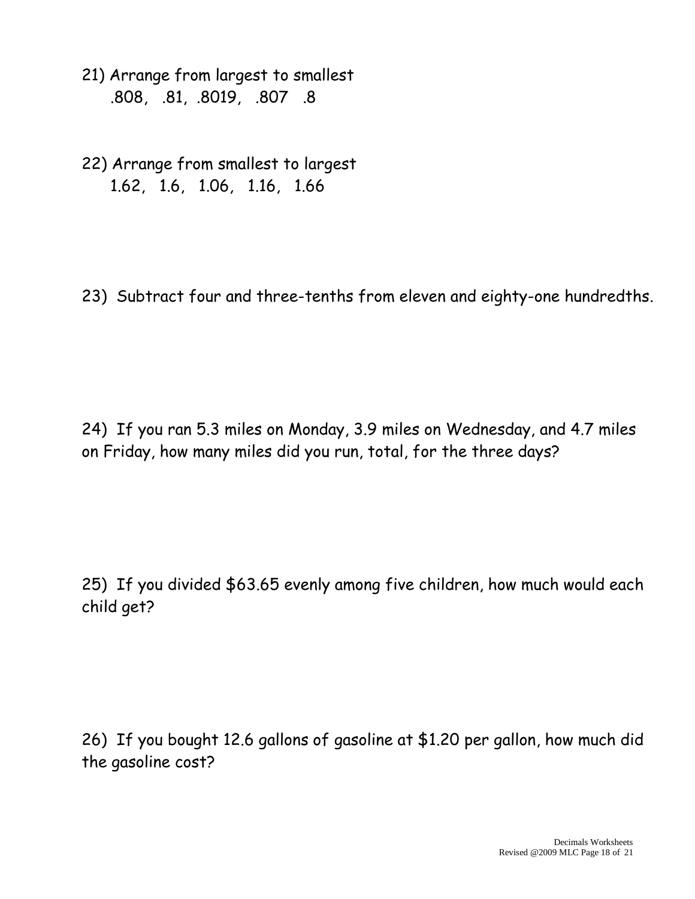21) Arrange from largest to smallest
   .808,  .81,  .8019,  .807  .8

22) Arrange from smallest to largest
   1.62,  1.6,  1.06,  1.16,  1.66

23) Subtract four and three-tenths from eleven and eighty-one hundredths.

24) If you ran 5.3 miles on Monday, 3.9 miles on Wednesday, and 4.7 miles on Friday, how many miles did you run, total, for the three days?

25) If you divided $63.65 evenly among five children, how much would each child get?

26) If you bought 12.6 gallons of gasoline at $1.20 per gallon, how much did the gasoline cost?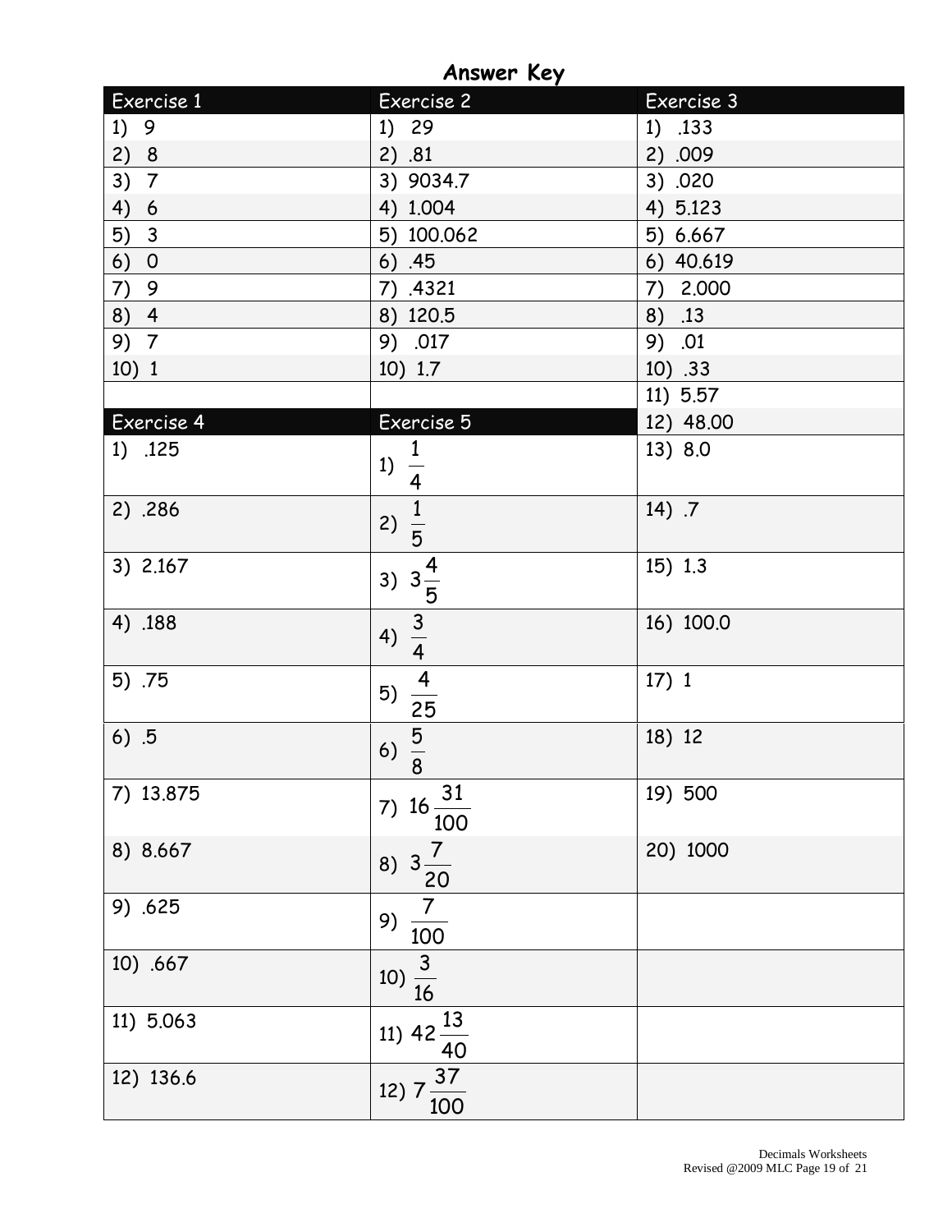# Answer Key

| Exercise 1 | Exercise 2 | Exercise 3 |
|---|---|---|
| 1) 9 | 1) 29 | 1) .133 |
| 2) 8 | 2) .81 | 2) .009 |
| 3) 7 | 3) 9034.7 | 3) .020 |
| 4) 6 | 4) 1.004 | 4) 5.123 |
| 5) 3 | 5) 100.062 | 5) 6.667 |
| 6) 0 | 6) .45 | 6) 40.619 |
| 7) 9 | 7) .4321 | 7) 2.000 |
| 8) 4 | 8) 120.5 | 8) .13 |
| 9) 7 | 9) .017 | 9) .01 |
| 10) 1 | 10) 1.7 | 10) .33 |
| | | 11) 5.57 |
| **Exercise 4** | **Exercise 5** | 12) 48.00 |
| 1) .125 | 1) $\frac{1}{4}$ | 13) 8.0 |
| 2) .286 | 2) $\frac{1}{5}$ | 14) .7 |
| 3) 2.167 | 3) $3\frac{4}{5}$ | 15) 1.3 |
| 4) .188 | 4) $\frac{3}{4}$ | 16) 100.0 |
| 5) .75 | 5) $\frac{4}{25}$ | 17) 1 |
| 6) .5 | 6) $\frac{5}{8}$ | 18) 12 |
| 7) 13.875 | 7) $16\frac{31}{100}$ | 19) 500 |
| 8) 8.667 | 8) $3\frac{7}{20}$ | 20) 1000 |
| 9) .625 | 9) $\frac{7}{100}$ | |
| 10) .667 | 10) $\frac{3}{16}$ | |
| 11) 5.063 | 11) $42\frac{13}{40}$ | |
| 12) 136.6 | 12) $7\frac{37}{100}$ | |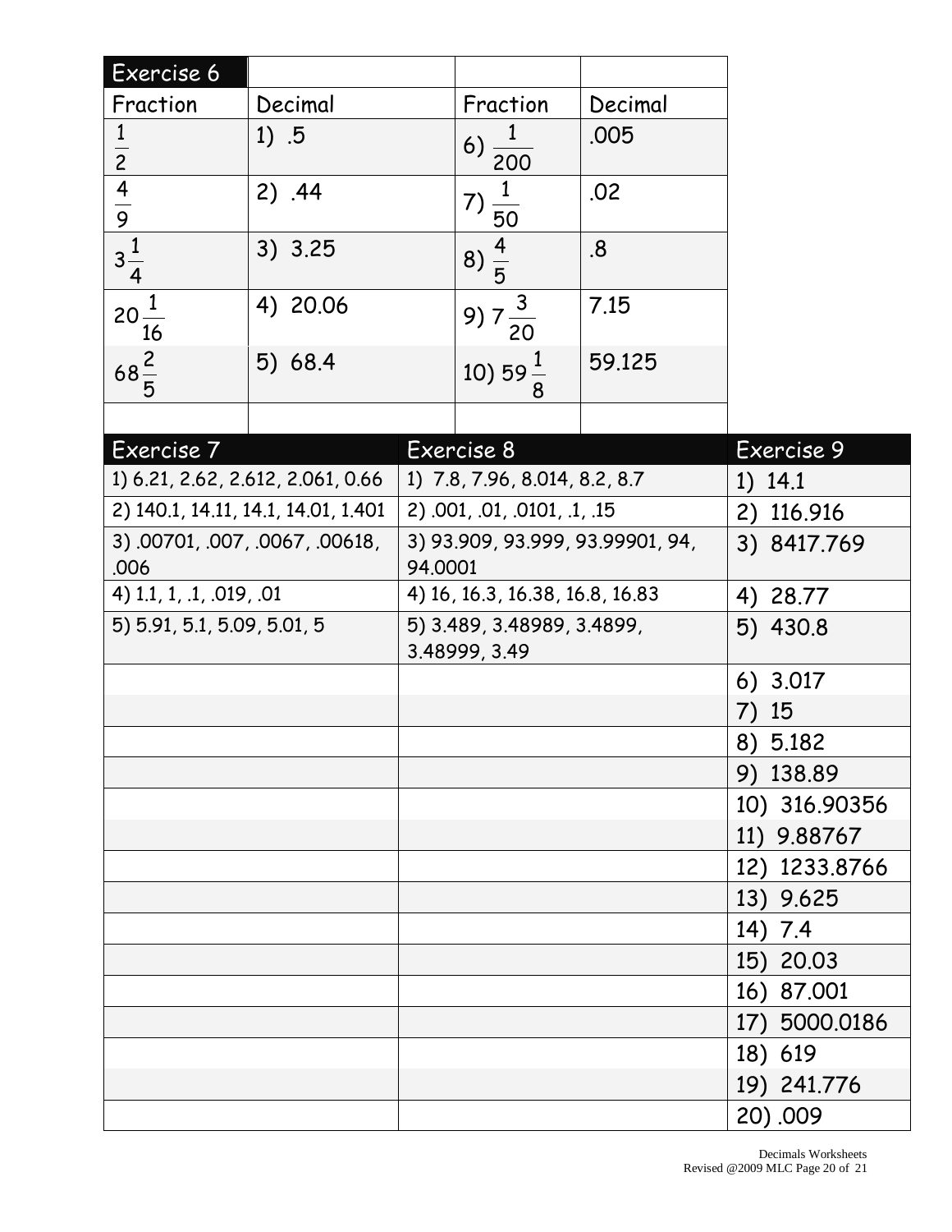## Exercise 6

| Fraction | Decimal | Fraction | Decimal |
|---|---|---|---|
| $\frac{1}{2}$ | 1) .5 | 6) $\frac{1}{200}$ | .005 |
| $\frac{4}{9}$ | 2) .44 | 7) $\frac{1}{50}$ | .02 |
| $3\frac{1}{4}$ | 3) 3.25 | 8) $\frac{4}{5}$ | .8 |
| $20\frac{1}{16}$ | 4) 20.06 | 9) $7\frac{3}{20}$ | 7.15 |
| $68\frac{2}{5}$ | 5) 68.4 | 10) $59\frac{1}{8}$ | 59.125 |

| Exercise 7 | Exercise 8 | Exercise 9 |
|---|---|---|
| 1) 6.21, 2.62, 2.612, 2.061, 0.66 | 1) 7.8, 7.96, 8.014, 8.2, 8.7 | 1) 14.1 |
| 2) 140.1, 14.11, 14.1, 14.01, 1.401 | 2) .001, .01, .0101, .1, .15 | 2) 116.916 |
| 3) .00701, .007, .0067, .00618, .006 | 3) 93.909, 93.999, 93.99901, 94, 94.0001 | 3) 8417.769 |
| 4) 1.1, 1, .1, .019, .01 | 4) 16, 16.3, 16.38, 16.8, 16.83 | 4) 28.77 |
| 5) 5.91, 5.1, 5.09, 5.01, 5 | 5) 3.489, 3.48989, 3.4899, 3.48999, 3.49 | 5) 430.8 |
| | | 6) 3.017 |
| | | 7) 15 |
| | | 8) 5.182 |
| | | 9) 138.89 |
| | | 10) 316.90356 |
| | | 11) 9.88767 |
| | | 12) 1233.8766 |
| | | 13) 9.625 |
| | | 14) 7.4 |
| | | 15) 20.03 |
| | | 16) 87.001 |
| | | 17) 5000.0186 |
| | | 18) 619 |
| | | 19) 241.776 |
| | | 20) .009 |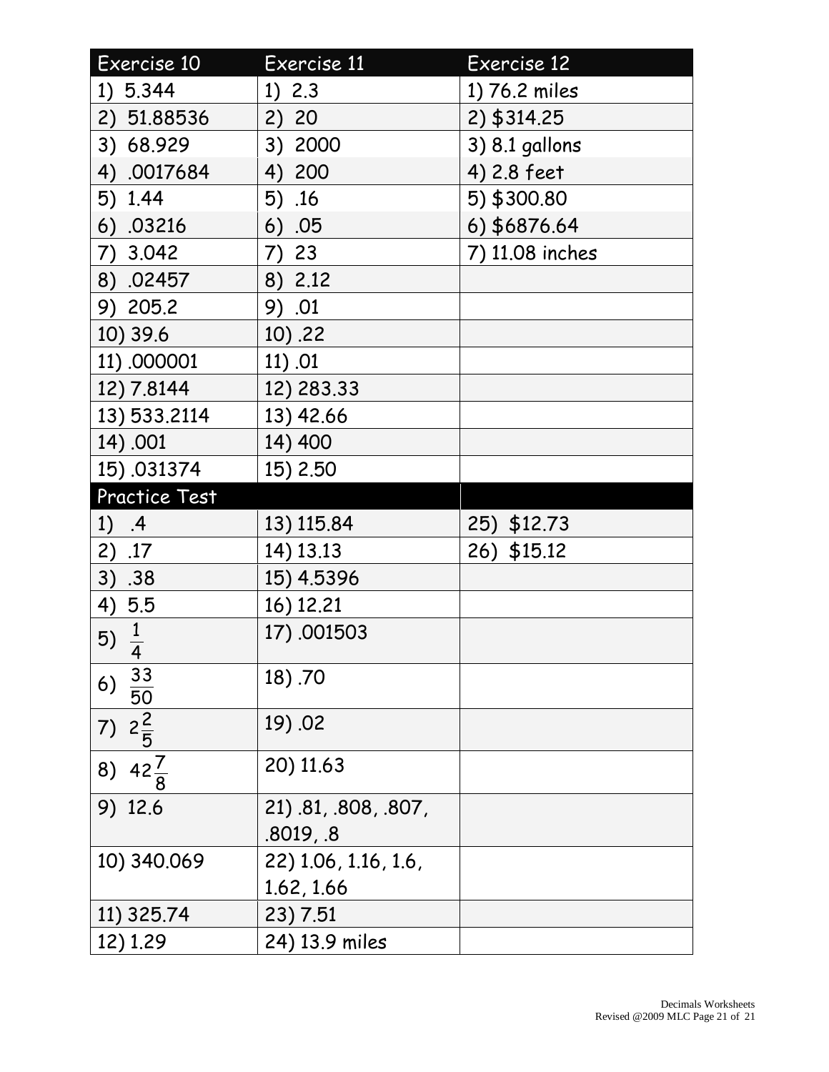| Exercise 10 | Exercise 11 | Exercise 12 |
|---|---|---|
| 1) 5.344 | 1) 2.3 | 1) 76.2 miles |
| 2) 51.88536 | 2) 20 | 2) $314.25 |
| 3) 68.929 | 3) 2000 | 3) 8.1 gallons |
| 4) .0017684 | 4) 200 | 4) 2.8 feet |
| 5) 1.44 | 5) .16 | 5) $300.80 |
| 6) .03216 | 6) .05 | 6) $6876.64 |
| 7) 3.042 | 7) 23 | 7) 11.08 inches |
| 8) .02457 | 8) 2.12 | |
| 9) 205.2 | 9) .01 | |
| 10) 39.6 | 10) .22 | |
| 11) .000001 | 11) .01 | |
| 12) 7.8144 | 12) 283.33 | |
| 13) 533.2114 | 13) 42.66 | |
| 14) .001 | 14) 400 | |
| 15) .031374 | 15) 2.50 | |

| Practice Test | | |
|---|---|---|
| 1) .4 | 13) 115.84 | 25) $12.73 |
| 2) .17 | 14) 13.13 | 26) $15.12 |
| 3) .38 | 15) 4.5396 | |
| 4) 5.5 | 16) 12.21 | |
| 5) $\frac{1}{4}$ | 17) .001503 | |
| 6) $\frac{33}{50}$ | 18) .70 | |
| 7) $2\frac{2}{5}$ | 19) .02 | |
| 8) $42\frac{7}{8}$ | 20) 11.63 | |
| 9) 12.6 | 21) .81, .808, .807, .8019, .8 | |
| 10) 340.069 | 22) 1.06, 1.16, 1.6, 1.62, 1.66 | |
| 11) 325.74 | 23) 7.51 | |
| 12) 1.29 | 24) 13.9 miles | |